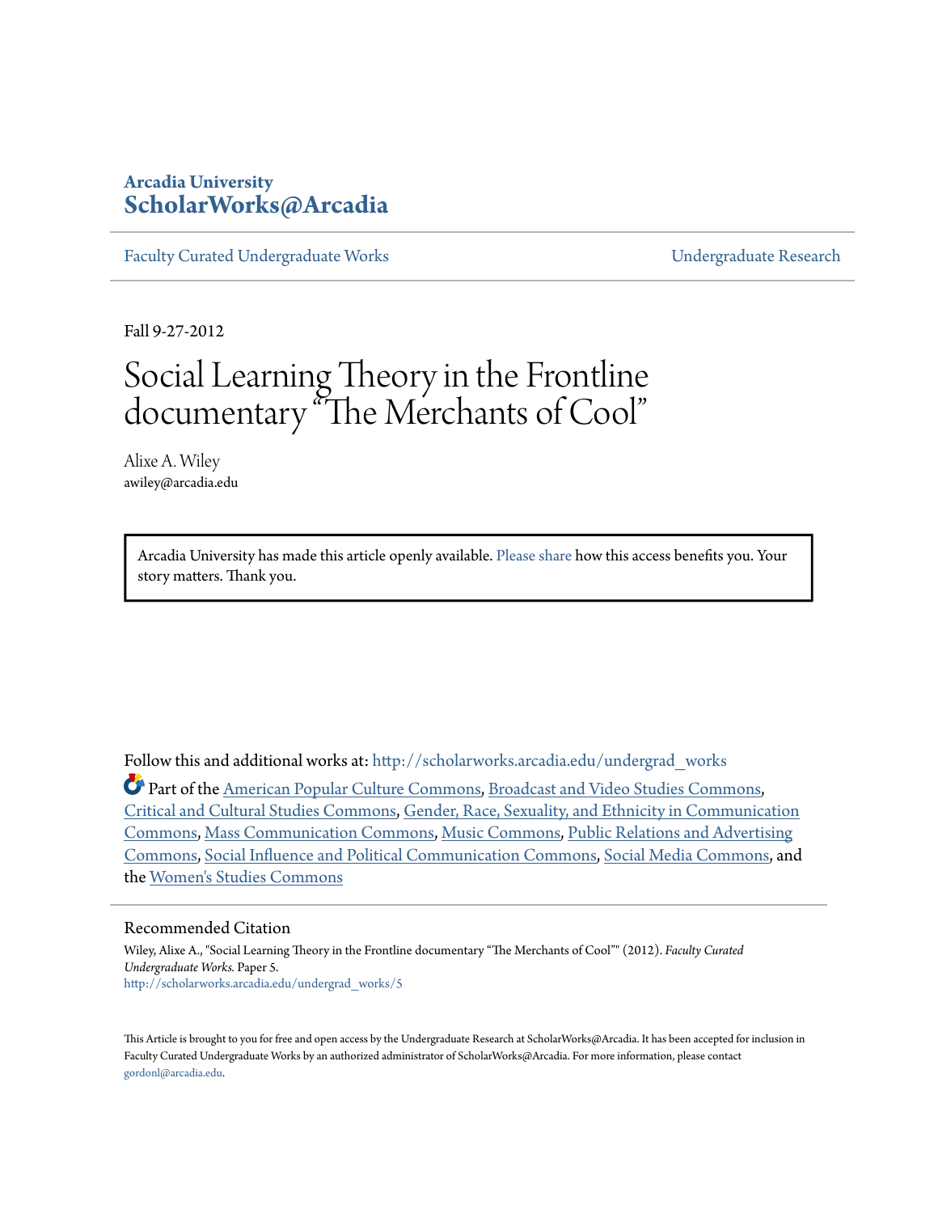Arcadia University
**ScholarWorks@Arcadia**

Faculty Curated Undergraduate Works | Undergraduate Research

Fall 9-27-2012

# Social Learning Theory in the Frontline documentary "The Merchants of Cool"

Alixe A. Wiley
awiley@arcadia.edu

Arcadia University has made this article openly available. Please share how this access benefits you. Your story matters. Thank you.

Follow this and additional works at: http://scholarworks.arcadia.edu/undergrad_works

Part of the American Popular Culture Commons, Broadcast and Video Studies Commons, Critical and Cultural Studies Commons, Gender, Race, Sexuality, and Ethnicity in Communication Commons, Mass Communication Commons, Music Commons, Public Relations and Advertising Commons, Social Influence and Political Communication Commons, Social Media Commons, and the Women's Studies Commons

## Recommended Citation

Wiley, Alixe A., "Social Learning Theory in the Frontline documentary "The Merchants of Cool"" (2012). *Faculty Curated Undergraduate Works.* Paper 5.
http://scholarworks.arcadia.edu/undergrad_works/5

This Article is brought to you for free and open access by the Undergraduate Research at ScholarWorks@Arcadia. It has been accepted for inclusion in Faculty Curated Undergraduate Works by an authorized administrator of ScholarWorks@Arcadia. For more information, please contact gordonl@arcadia.edu.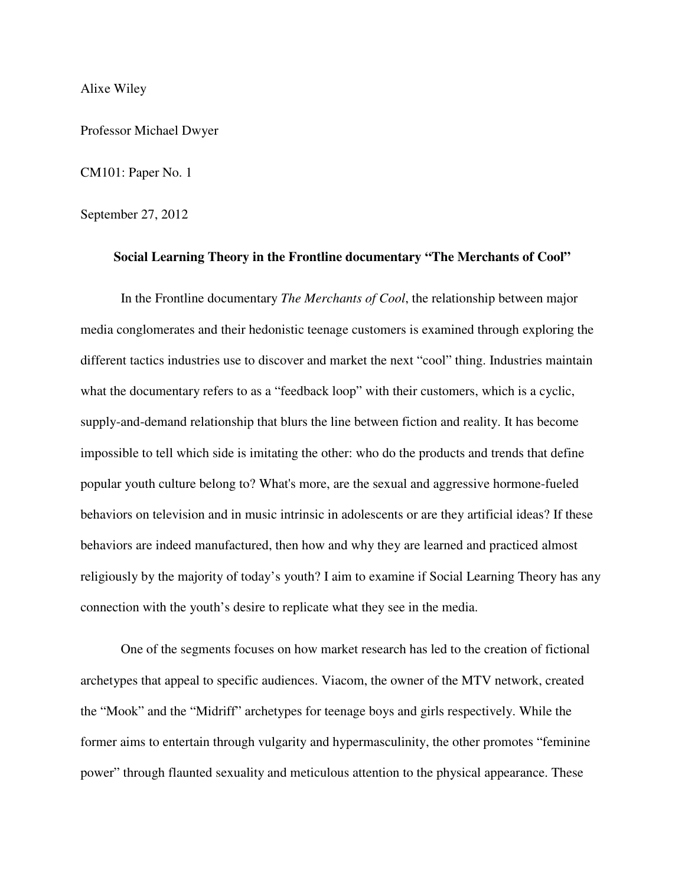Alixe Wiley

Professor Michael Dwyer

CM101: Paper No. 1

September 27, 2012

**Social Learning Theory in the Frontline documentary "The Merchants of Cool"**

In the Frontline documentary *The Merchants of Cool*, the relationship between major media conglomerates and their hedonistic teenage customers is examined through exploring the different tactics industries use to discover and market the next "cool" thing. Industries maintain what the documentary refers to as a "feedback loop" with their customers, which is a cyclic, supply-and-demand relationship that blurs the line between fiction and reality. It has become impossible to tell which side is imitating the other: who do the products and trends that define popular youth culture belong to? What's more, are the sexual and aggressive hormone-fueled behaviors on television and in music intrinsic in adolescents or are they artificial ideas? If these behaviors are indeed manufactured, then how and why they are learned and practiced almost religiously by the majority of today's youth? I aim to examine if Social Learning Theory has any connection with the youth's desire to replicate what they see in the media.

One of the segments focuses on how market research has led to the creation of fictional archetypes that appeal to specific audiences. Viacom, the owner of the MTV network, created the "Mook" and the "Midriff" archetypes for teenage boys and girls respectively. While the former aims to entertain through vulgarity and hypermasculinity, the other promotes "feminine power" through flaunted sexuality and meticulous attention to the physical appearance. These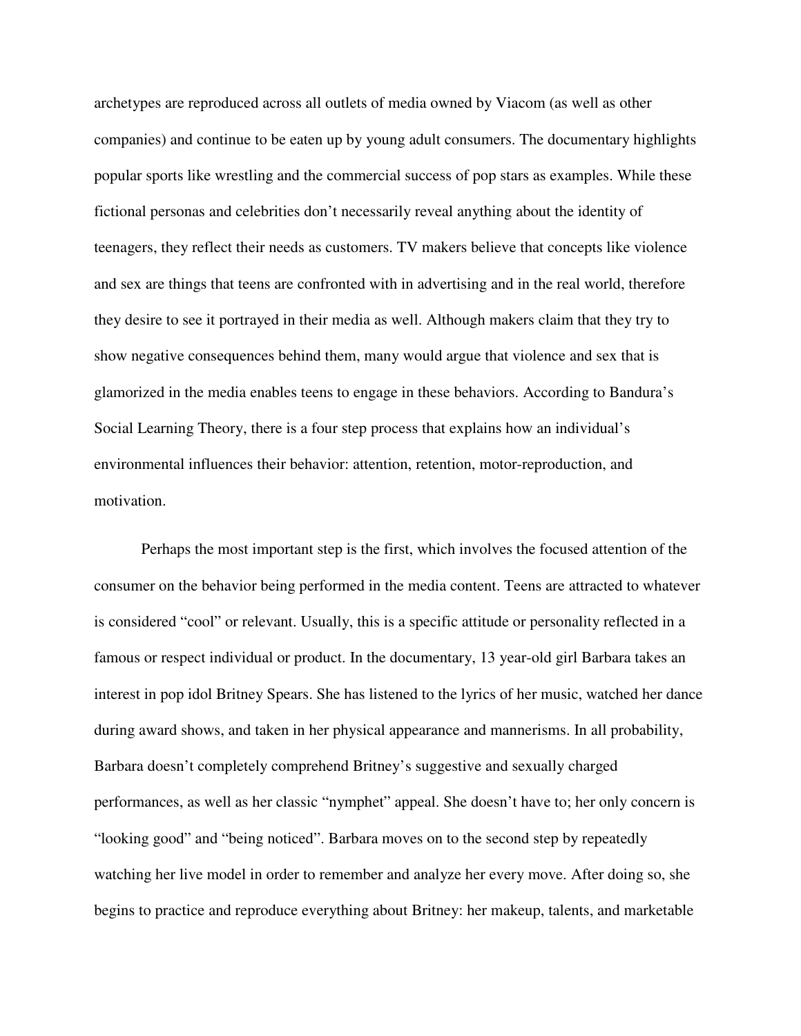archetypes are reproduced across all outlets of media owned by Viacom (as well as other companies) and continue to be eaten up by young adult consumers. The documentary highlights popular sports like wrestling and the commercial success of pop stars as examples. While these fictional personas and celebrities don't necessarily reveal anything about the identity of teenagers, they reflect their needs as customers. TV makers believe that concepts like violence and sex are things that teens are confronted with in advertising and in the real world, therefore they desire to see it portrayed in their media as well. Although makers claim that they try to show negative consequences behind them, many would argue that violence and sex that is glamorized in the media enables teens to engage in these behaviors. According to Bandura's Social Learning Theory, there is a four step process that explains how an individual's environmental influences their behavior: attention, retention, motor-reproduction, and motivation.

Perhaps the most important step is the first, which involves the focused attention of the consumer on the behavior being performed in the media content. Teens are attracted to whatever is considered "cool" or relevant. Usually, this is a specific attitude or personality reflected in a famous or respect individual or product. In the documentary, 13 year-old girl Barbara takes an interest in pop idol Britney Spears. She has listened to the lyrics of her music, watched her dance during award shows, and taken in her physical appearance and mannerisms. In all probability, Barbara doesn't completely comprehend Britney's suggestive and sexually charged performances, as well as her classic "nymphet" appeal. She doesn't have to; her only concern is "looking good" and "being noticed". Barbara moves on to the second step by repeatedly watching her live model in order to remember and analyze her every move. After doing so, she begins to practice and reproduce everything about Britney: her makeup, talents, and marketable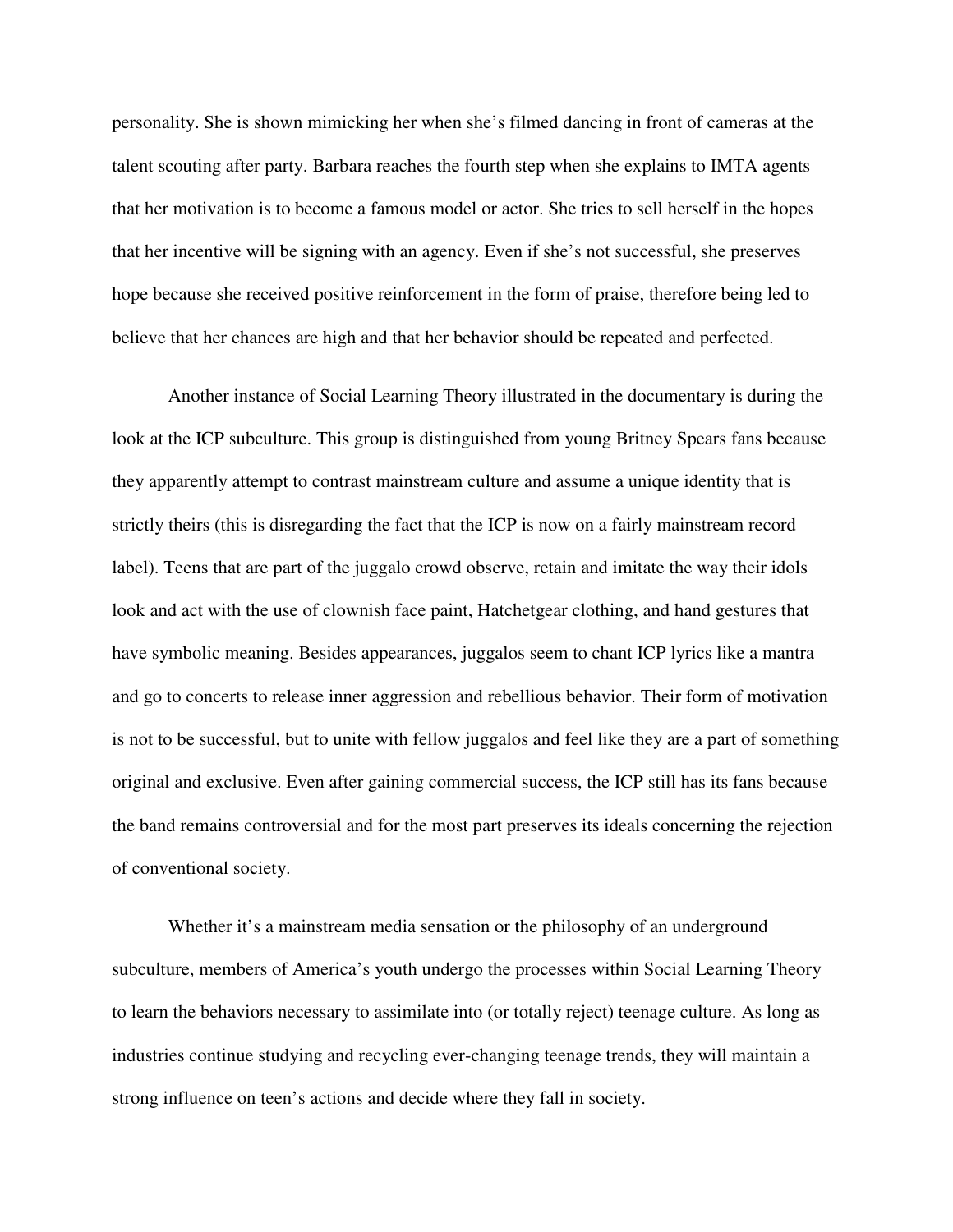personality. She is shown mimicking her when she's filmed dancing in front of cameras at the talent scouting after party. Barbara reaches the fourth step when she explains to IMTA agents that her motivation is to become a famous model or actor. She tries to sell herself in the hopes that her incentive will be signing with an agency. Even if she's not successful, she preserves hope because she received positive reinforcement in the form of praise, therefore being led to believe that her chances are high and that her behavior should be repeated and perfected.

Another instance of Social Learning Theory illustrated in the documentary is during the look at the ICP subculture. This group is distinguished from young Britney Spears fans because they apparently attempt to contrast mainstream culture and assume a unique identity that is strictly theirs (this is disregarding the fact that the ICP is now on a fairly mainstream record label). Teens that are part of the juggalo crowd observe, retain and imitate the way their idols look and act with the use of clownish face paint, Hatchetgear clothing, and hand gestures that have symbolic meaning. Besides appearances, juggalos seem to chant ICP lyrics like a mantra and go to concerts to release inner aggression and rebellious behavior. Their form of motivation is not to be successful, but to unite with fellow juggalos and feel like they are a part of something original and exclusive. Even after gaining commercial success, the ICP still has its fans because the band remains controversial and for the most part preserves its ideals concerning the rejection of conventional society.

Whether it's a mainstream media sensation or the philosophy of an underground subculture, members of America's youth undergo the processes within Social Learning Theory to learn the behaviors necessary to assimilate into (or totally reject) teenage culture. As long as industries continue studying and recycling ever-changing teenage trends, they will maintain a strong influence on teen's actions and decide where they fall in society.